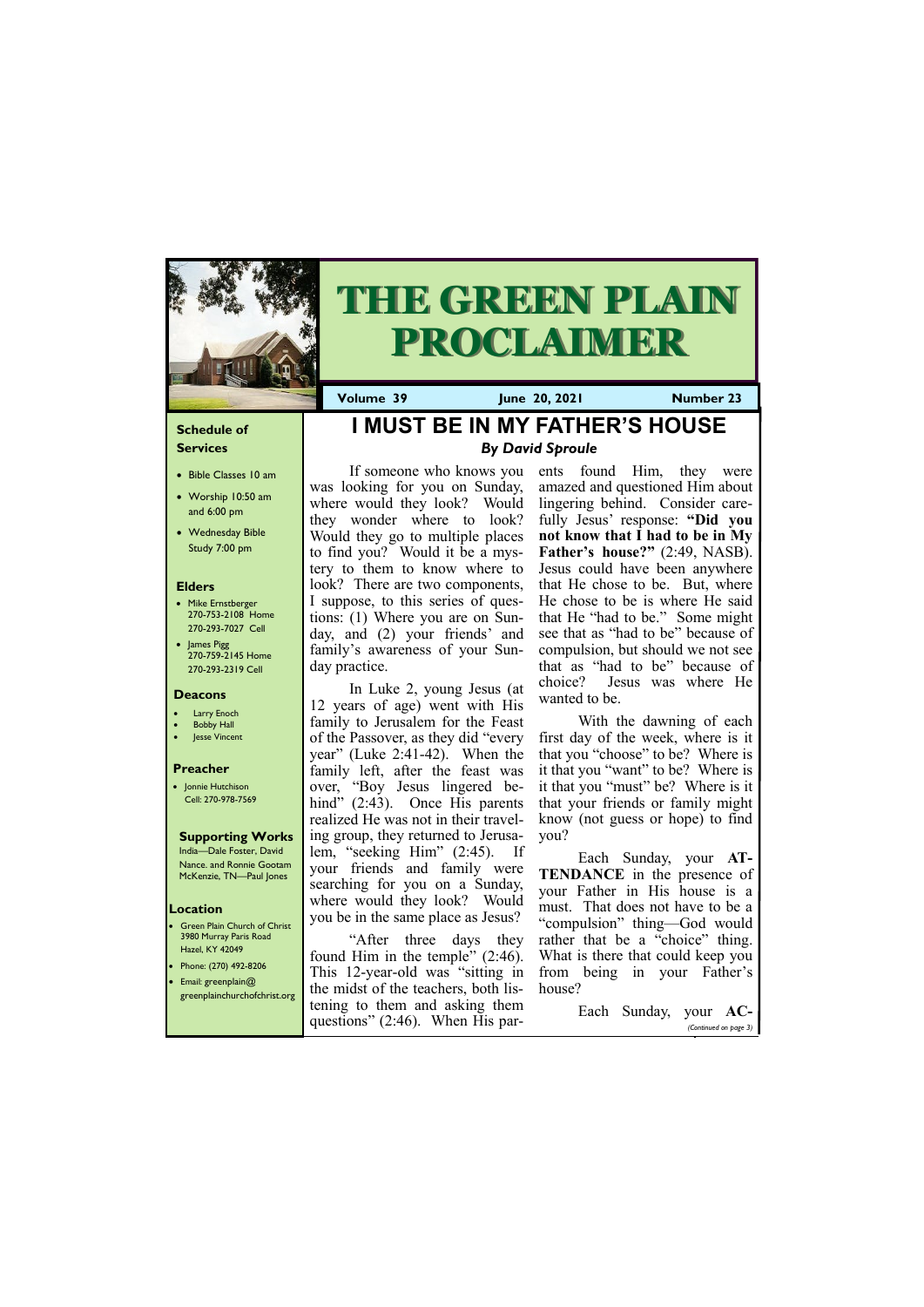# THE GREEN PLAIN PROCLAIMER

**Volume 39** | **June 20, 2021** | **Number 23**

## Schedule of Services

- Bible Classes 10 am
- Worship 10:50 am and 6:00 pm
- Wednesday Bible Study 7:00 pm

## Elders

- Mike Ernstberger 270-753-2108 Home 270-293-7027 Cell
- James Pigg 270-759-2145 Home 270-293-2319 Cell

## Deacons

- Larry Enoch
- Bobby Hall
- Jesse Vincent

## Preacher

- Jonnie Hutchison Cell: 270-978-7569

## Supporting Works

India—Dale Foster, David Nance. and Ronnie Gootam McKenzie, TN—Paul Jones

## Location

- Green Plain Church of Christ 3980 Murray Paris Road Hazel, KY 42049
- Phone: (270) 492-8206
- Email: greenplain@greenplainchurchofchrist.org

# I MUST BE IN MY FATHER'S HOUSE

***By David Sproule***

If someone who knows you was looking for you on Sunday, where would they look? Would they wonder where to look? Would they go to multiple places to find you? Would it be a mystery to them to know where to look? There are two components, I suppose, to this series of questions: (1) Where you are on Sunday, and (2) your friends' and family's awareness of your Sunday practice.

In Luke 2, young Jesus (at 12 years of age) went with His family to Jerusalem for the Feast of the Passover, as they did "every year" (Luke 2:41-42). When the family left, after the feast was over, "Boy Jesus lingered behind" (2:43). Once His parents realized He was not in their traveling group, they returned to Jerusalem, "seeking Him" (2:45). If your friends and family were searching for you on a Sunday, where would they look? Would you be in the same place as Jesus?

"After three days they found Him in the temple" (2:46). This 12-year-old was "sitting in the midst of the teachers, both listening to them and asking them questions" (2:46). When His parents found Him, they were amazed and questioned Him about lingering behind. Consider carefully Jesus' response: **"Did you not know that I had to be in My Father's house?"** (2:49, NASB). Jesus could have been anywhere that He chose to be. But, where He chose to be is where He said that He "had to be." Some might see that as "had to be" because of compulsion, but should we not see that as "had to be" because of choice? Jesus was where He wanted to be.

With the dawning of each first day of the week, where is it that you "choose" to be? Where is it that you "want" to be? Where is it that you "must" be? Where is it that your friends or family might know (not guess or hope) to find you?

Each Sunday, your **ATTENDANCE** in the presence of your Father in His house is a must. That does not have to be a "compulsion" thing—God would rather that be a "choice" thing. What is there that could keep you from being in your Father's house?

Each Sunday, your **AC-**

*(Continued on page 3)*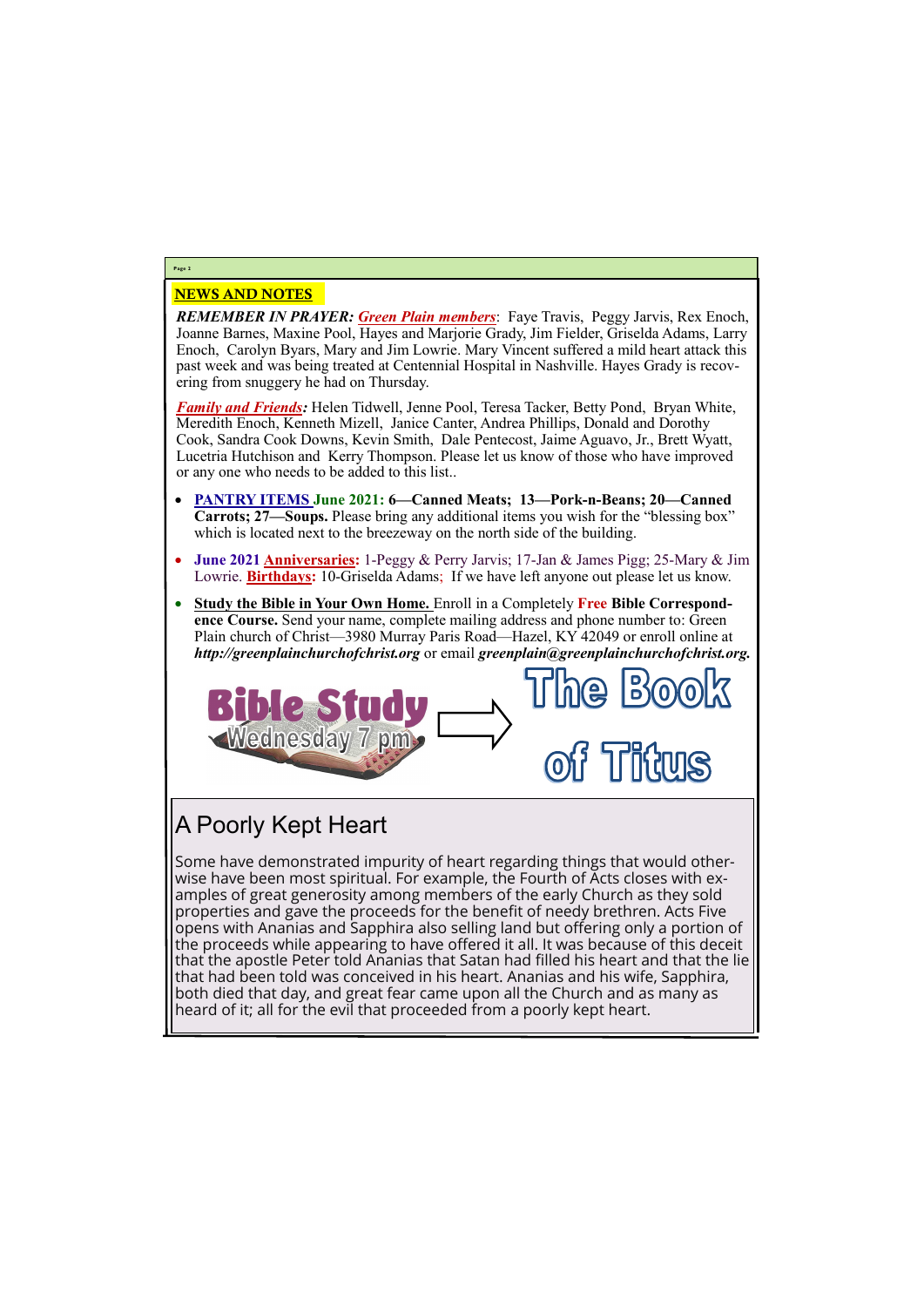## NEWS AND NOTES

***REMEMBER IN PRAYER:*** ***Green Plain members***: Faye Travis, Peggy Jarvis, Rex Enoch, Joanne Barnes, Maxine Pool, Hayes and Marjorie Grady, Jim Fielder, Griselda Adams, Larry Enoch, Carolyn Byars, Mary and Jim Lowrie. Mary Vincent suffered a mild heart attack this past week and was being treated at Centennial Hospital in Nashville. Hayes Grady is recovering from snuggery he had on Thursday.

***Family and Friends:*** Helen Tidwell, Jenne Pool, Teresa Tacker, Betty Pond, Bryan White, Meredith Enoch, Kenneth Mizell, Janice Canter, Andrea Phillips, Donald and Dorothy Cook, Sandra Cook Downs, Kevin Smith, Dale Pentecost, Jaime Aguavo, Jr., Brett Wyatt, Lucetria Hutchison and Kerry Thompson. Please let us know of those who have improved or any one who needs to be added to this list..

- **PANTRY ITEMS June 2021: 6—Canned Meats; 13—Pork-n-Beans; 20—Canned Carrots; 27—Soups.** Please bring any additional items you wish for the "blessing box" which is located next to the breezeway on the north side of the building.
- **June 2021 Anniversaries:** 1-Peggy & Perry Jarvis; 17-Jan & James Pigg; 25-Mary & Jim Lowrie. **Birthdays:** 10-Griselda Adams; If we have left anyone out please let us know.
- **Study the Bible in Your Own Home.** Enroll in a Completely **Free Bible Correspondence Course.** Send your name, complete mailing address and phone number to: Green Plain church of Christ—3980 Murray Paris Road—Hazel, KY 42049 or enroll online at ***http://greenplainchurchofchrist.org*** or email ***greenplain@greenplainchurchofchrist.org.***

**Bible Study**
Wednesday 7 pm

**The Book of Titus**

## A Poorly Kept Heart

Some have demonstrated impurity of heart regarding things that would otherwise have been most spiritual. For example, the Fourth of Acts closes with examples of great generosity among members of the early Church as they sold properties and gave the proceeds for the benefit of needy brethren. Acts Five opens with Ananias and Sapphira also selling land but offering only a portion of the proceeds while appearing to have offered it all. It was because of this deceit that the apostle Peter told Ananias that Satan had filled his heart and that the lie that had been told was conceived in his heart. Ananias and his wife, Sapphira, both died that day, and great fear came upon all the Church and as many as heard of it; all for the evil that proceeded from a poorly kept heart.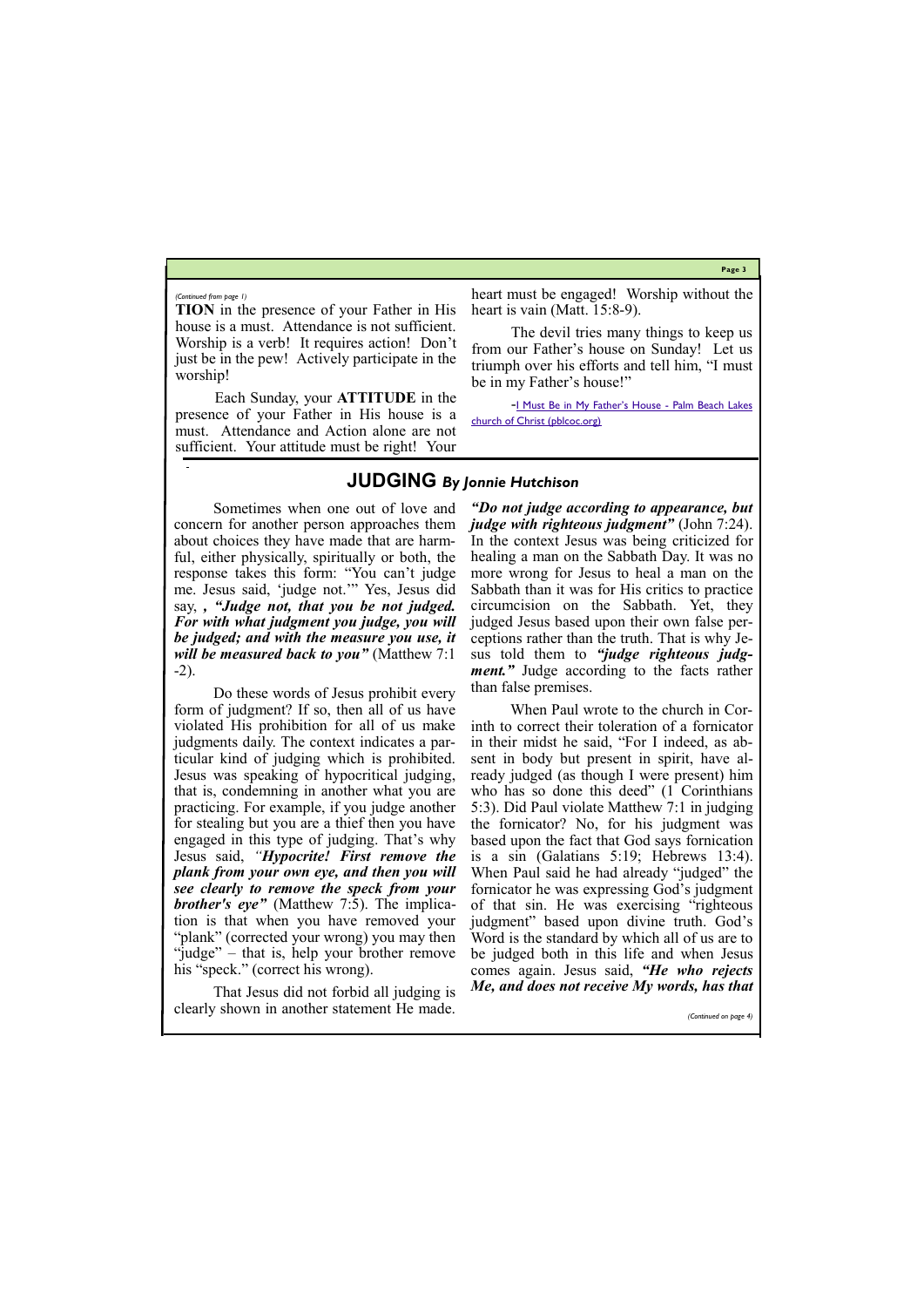*(Continued from page 1)*

**TION** in the presence of your Father in His house is a must. Attendance is not sufficient. Worship is a verb! It requires action! Don't just be in the pew! Actively participate in the worship!

Each Sunday, your **ATTITUDE** in the presence of your Father in His house is a must. Attendance and Action alone are not sufficient. Your attitude must be right! Your heart must be engaged! Worship without the heart is vain (Matt. 15:8-9).

The devil tries many things to keep us from our Father's house on Sunday! Let us triumph over his efforts and tell him, "I must be in my Father's house!"

-I Must Be in My Father's House - Palm Beach Lakes church of Christ (pblcoc.org)

## JUDGING *By Jonnie Hutchison*

Sometimes when one out of love and concern for another person approaches them about choices they have made that are harmful, either physically, spiritually or both, the response takes this form: "You can't judge me. Jesus said, 'judge not.'" Yes, Jesus did say, *, "Judge not, that you be not judged. For with what judgment you judge, you will be judged; and with the measure you use, it will be measured back to you"* (Matthew 7:1-2).

Do these words of Jesus prohibit every form of judgment? If so, then all of us have violated His prohibition for all of us make judgments daily. The context indicates a particular kind of judging which is prohibited. Jesus was speaking of hypocritical judging, that is, condemning in another what you are practicing. For example, if you judge another for stealing but you are a thief then you have engaged in this type of judging. That's why Jesus said, ***"Hypocrite! First remove the plank from your own eye, and then you will see clearly to remove the speck from your brother's eye"*** (Matthew 7:5). The implication is that when you have removed your "plank" (corrected your wrong) you may then "judge" – that is, help your brother remove his "speck." (correct his wrong).

That Jesus did not forbid all judging is clearly shown in another statement He made. ***"Do not judge according to appearance, but judge with righteous judgment"*** (John 7:24). In the context Jesus was being criticized for healing a man on the Sabbath Day. It was no more wrong for Jesus to heal a man on the Sabbath than it was for His critics to practice circumcision on the Sabbath. Yet, they judged Jesus based upon their own false perceptions rather than the truth. That is why Jesus told them to ***"judge righteous judgment."*** Judge according to the facts rather than false premises.

When Paul wrote to the church in Corinth to correct their toleration of a fornicator in their midst he said, "For I indeed, as absent in body but present in spirit, have already judged (as though I were present) him who has so done this deed" (1 Corinthians 5:3). Did Paul violate Matthew 7:1 in judging the fornicator? No, for his judgment was based upon the fact that God says fornication is a sin (Galatians 5:19; Hebrews 13:4). When Paul said he had already "judged" the fornicator he was expressing God's judgment of that sin. He was exercising "righteous judgment" based upon divine truth. God's Word is the standard by which all of us are to be judged both in this life and when Jesus comes again. Jesus said, ***"He who rejects Me, and does not receive My words, has that***

*(Continued on page 4)*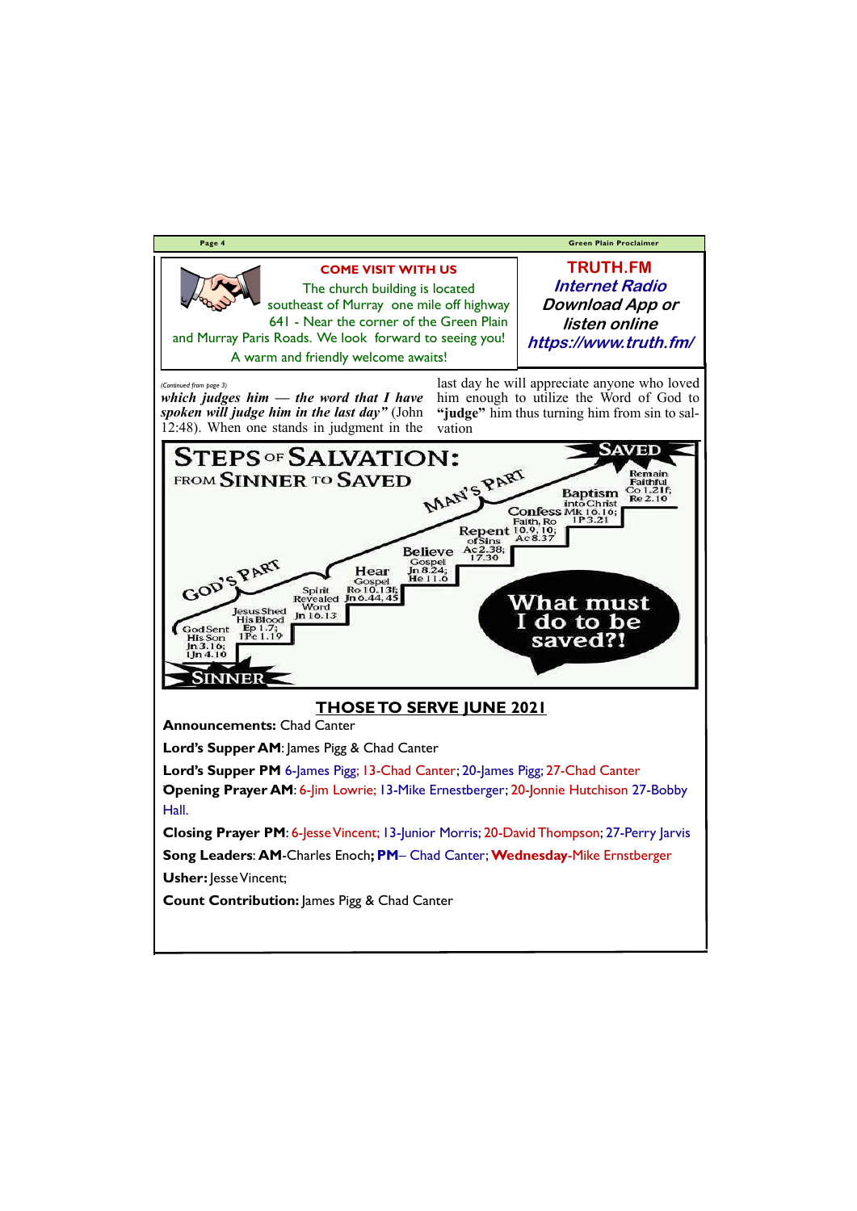## COME VISIT WITH US

The church building is located southeast of Murray one mile off highway 641 - Near the corner of the Green Plain and Murray Paris Roads. We look forward to seeing you! A warm and friendly welcome awaits!

**TRUTH.FM**
*Internet Radio*
*Download App or listen online*
*https://www.truth.fm/*

*(Continued from page 3)*

***which judges him — the word that I have spoken will judge him in the last day"*** (John 12:48). When one stands in judgment in the last day he will appreciate anyone who loved him enough to utilize the Word of God to **"judge"** him thus turning him from sin to salvation

STEPS OF SALVATION:
FROM SINNER TO SAVED

GOD'S PART
God Sent His Son Jn 3.16; 1Jn 4.10
Jesus Shed His Blood Ep 1.7; 1Pe 1.19
Spirit Revealed Word Jn 16.13

MAN'S PART
Hear Gospel Ro 10.13f; Jn 6.44, 45
Believe Gospel Jn 8.24; He 11.6
Repent of Sins Ac 2.38; 17.30
Confess Faith, Ro 10.9, 10; Ac 8.37
Baptism into Christ Mk 16.16; 1 P 3.21
Remain Faithful Co 1.21f; Re 2.10

SINNER
SAVED

What must I do to be saved?!

## THOSE TO SERVE JUNE 2021

**Announcements:** Chad Canter

**Lord's Supper AM**: James Pigg & Chad Canter

**Lord's Supper PM** 6-James Pigg; 13-Chad Canter; 20-James Pigg; 27-Chad Canter

**Opening Prayer AM**: 6-Jim Lowrie; 13-Mike Ernestberger; 20-Jonnie Hutchison 27-Bobby Hall.

**Closing Prayer PM**: 6-Jesse Vincent; 13-Junior Morris; 20-David Thompson; 27-Perry Jarvis

**Song Leaders**: **AM**-Charles Enoch; **PM**– Chad Canter; **Wednesday**-Mike Ernstberger

**Usher:** Jesse Vincent;

**Count Contribution:** James Pigg & Chad Canter